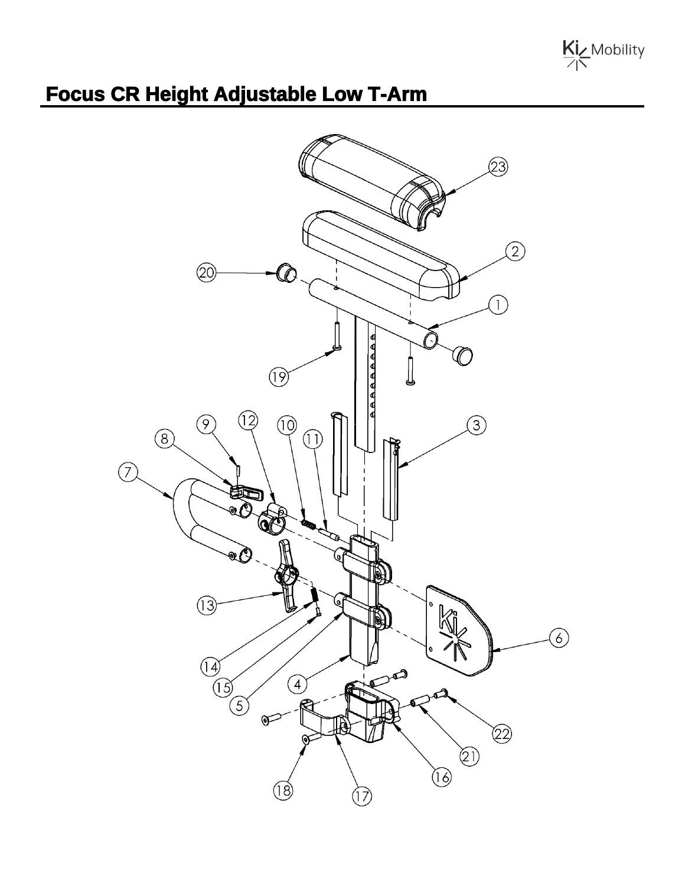# Focus CR Height Adjustable Low T-Arm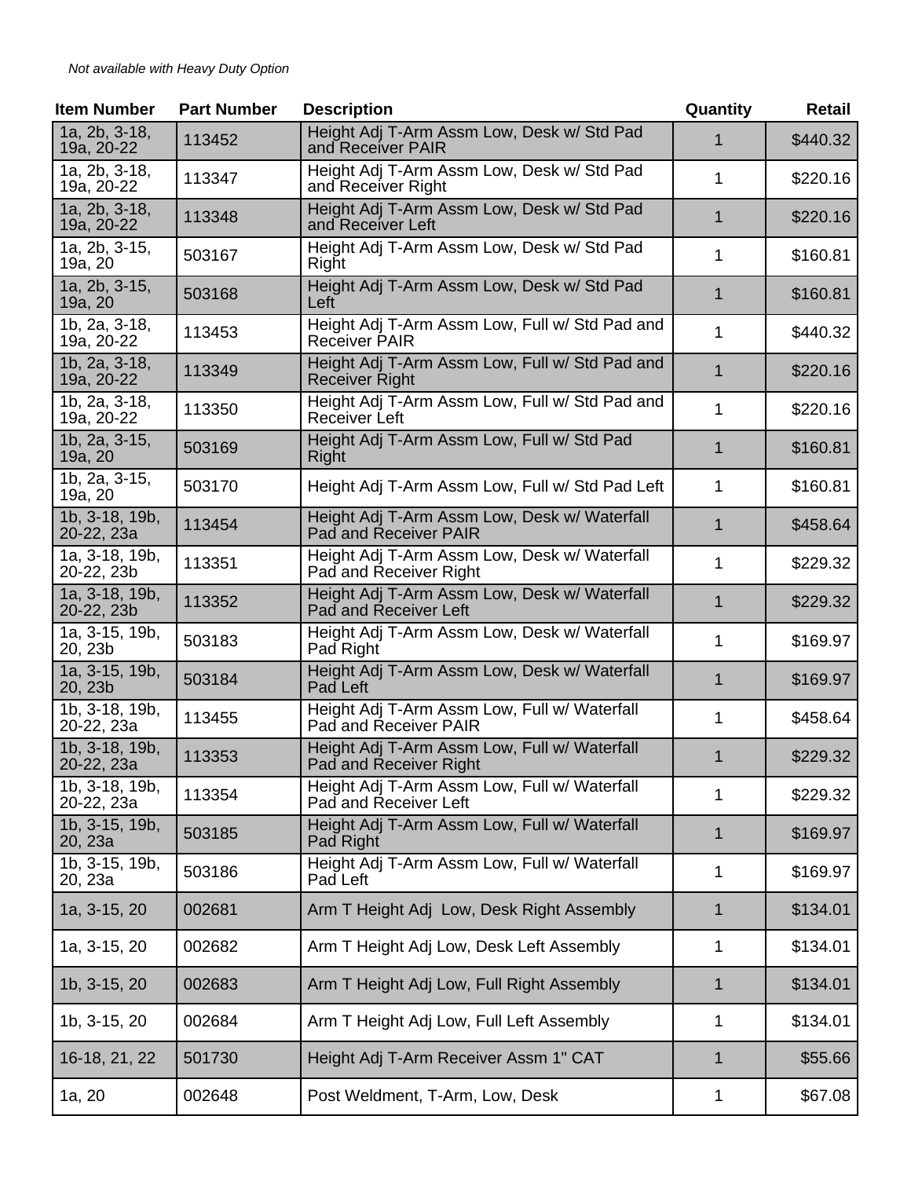*Not available with Heavy Duty Option*

| Item Number | Part Number | Description | Quantity | Retail |
|---|---|---|---|---|
| 1a, 2b, 3-18, 19a, 20-22 | 113452 | Height Adj T-Arm Assm Low, Desk w/ Std Pad and Receiver PAIR | 1 | $440.32 |
| 1a, 2b, 3-18, 19a, 20-22 | 113347 | Height Adj T-Arm Assm Low, Desk w/ Std Pad and Receiver Right | 1 | $220.16 |
| 1a, 2b, 3-18, 19a, 20-22 | 113348 | Height Adj T-Arm Assm Low, Desk w/ Std Pad and Receiver Left | 1 | $220.16 |
| 1a, 2b, 3-15, 19a, 20 | 503167 | Height Adj T-Arm Assm Low, Desk w/ Std Pad Right | 1 | $160.81 |
| 1a, 2b, 3-15, 19a, 20 | 503168 | Height Adj T-Arm Assm Low, Desk w/ Std Pad Left | 1 | $160.81 |
| 1b, 2a, 3-18, 19a, 20-22 | 113453 | Height Adj T-Arm Assm Low, Full w/ Std Pad and Receiver PAIR | 1 | $440.32 |
| 1b, 2a, 3-18, 19a, 20-22 | 113349 | Height Adj T-Arm Assm Low, Full w/ Std Pad and Receiver Right | 1 | $220.16 |
| 1b, 2a, 3-18, 19a, 20-22 | 113350 | Height Adj T-Arm Assm Low, Full w/ Std Pad and Receiver Left | 1 | $220.16 |
| 1b, 2a, 3-15, 19a, 20 | 503169 | Height Adj T-Arm Assm Low, Full w/ Std Pad Right | 1 | $160.81 |
| 1b, 2a, 3-15, 19a, 20 | 503170 | Height Adj T-Arm Assm Low, Full w/ Std Pad Left | 1 | $160.81 |
| 1b, 3-18, 19b, 20-22, 23a | 113454 | Height Adj T-Arm Assm Low, Desk w/ Waterfall Pad and Receiver PAIR | 1 | $458.64 |
| 1a, 3-18, 19b, 20-22, 23b | 113351 | Height Adj T-Arm Assm Low, Desk w/ Waterfall Pad and Receiver Right | 1 | $229.32 |
| 1a, 3-18, 19b, 20-22, 23b | 113352 | Height Adj T-Arm Assm Low, Desk w/ Waterfall Pad and Receiver Left | 1 | $229.32 |
| 1a, 3-15, 19b, 20, 23b | 503183 | Height Adj T-Arm Assm Low, Desk w/ Waterfall Pad Right | 1 | $169.97 |
| 1a, 3-15, 19b, 20, 23b | 503184 | Height Adj T-Arm Assm Low, Desk w/ Waterfall Pad Left | 1 | $169.97 |
| 1b, 3-18, 19b, 20-22, 23a | 113455 | Height Adj T-Arm Assm Low, Full w/ Waterfall Pad and Receiver PAIR | 1 | $458.64 |
| 1b, 3-18, 19b, 20-22, 23a | 113353 | Height Adj T-Arm Assm Low, Full w/ Waterfall Pad and Receiver Right | 1 | $229.32 |
| 1b, 3-18, 19b, 20-22, 23a | 113354 | Height Adj T-Arm Assm Low, Full w/ Waterfall Pad and Receiver Left | 1 | $229.32 |
| 1b, 3-15, 19b, 20, 23a | 503185 | Height Adj T-Arm Assm Low, Full w/ Waterfall Pad Right | 1 | $169.97 |
| 1b, 3-15, 19b, 20, 23a | 503186 | Height Adj T-Arm Assm Low, Full w/ Waterfall Pad Left | 1 | $169.97 |
| 1a, 3-15, 20 | 002681 | Arm T Height Adj Low, Desk Right Assembly | 1 | $134.01 |
| 1a, 3-15, 20 | 002682 | Arm T Height Adj Low, Desk Left Assembly | 1 | $134.01 |
| 1b, 3-15, 20 | 002683 | Arm T Height Adj Low, Full Right Assembly | 1 | $134.01 |
| 1b, 3-15, 20 | 002684 | Arm T Height Adj Low, Full Left Assembly | 1 | $134.01 |
| 16-18, 21, 22 | 501730 | Height Adj T-Arm Receiver Assm 1" CAT | 1 | $55.66 |
| 1a, 20 | 002648 | Post Weldment, T-Arm, Low, Desk | 1 | $67.08 |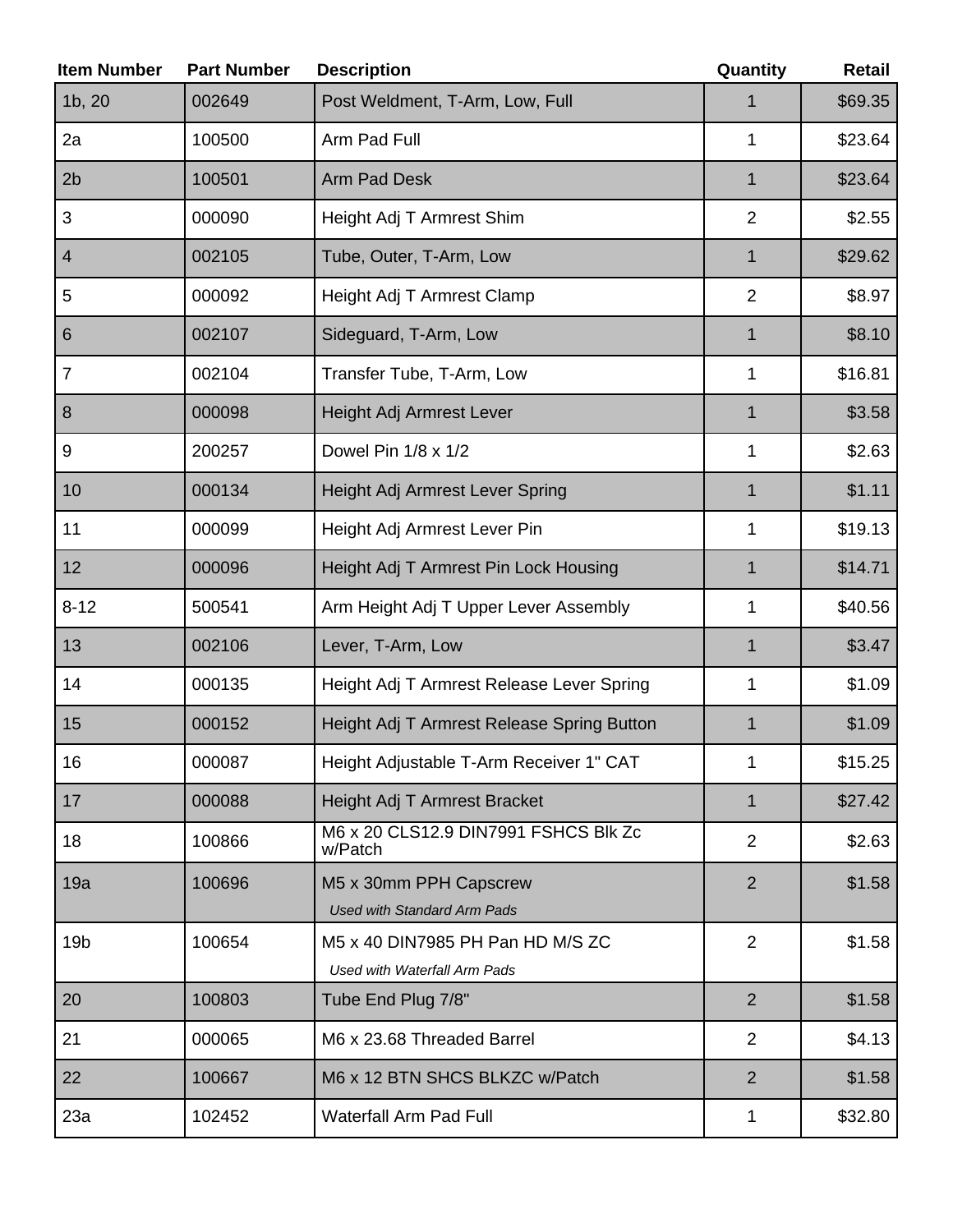| Item Number | Part Number | Description | Quantity | Retail |
|---|---|---|---|---|
| 1b, 20 | 002649 | Post Weldment, T-Arm, Low, Full | 1 | $69.35 |
| 2a | 100500 | Arm Pad Full | 1 | $23.64 |
| 2b | 100501 | Arm Pad Desk | 1 | $23.64 |
| 3 | 000090 | Height Adj T Armrest Shim | 2 | $2.55 |
| 4 | 002105 | Tube, Outer, T-Arm, Low | 1 | $29.62 |
| 5 | 000092 | Height Adj T Armrest Clamp | 2 | $8.97 |
| 6 | 002107 | Sideguard, T-Arm, Low | 1 | $8.10 |
| 7 | 002104 | Transfer Tube, T-Arm, Low | 1 | $16.81 |
| 8 | 000098 | Height Adj Armrest Lever | 1 | $3.58 |
| 9 | 200257 | Dowel Pin 1/8 x 1/2 | 1 | $2.63 |
| 10 | 000134 | Height Adj Armrest Lever Spring | 1 | $1.11 |
| 11 | 000099 | Height Adj Armrest Lever Pin | 1 | $19.13 |
| 12 | 000096 | Height Adj T Armrest Pin Lock Housing | 1 | $14.71 |
| 8-12 | 500541 | Arm Height Adj T Upper Lever Assembly | 1 | $40.56 |
| 13 | 002106 | Lever, T-Arm, Low | 1 | $3.47 |
| 14 | 000135 | Height Adj T Armrest Release Lever Spring | 1 | $1.09 |
| 15 | 000152 | Height Adj T Armrest Release Spring Button | 1 | $1.09 |
| 16 | 000087 | Height Adjustable T-Arm Receiver 1" CAT | 1 | $15.25 |
| 17 | 000088 | Height Adj T Armrest Bracket | 1 | $27.42 |
| 18 | 100866 | M6 x 20 CLS12.9 DIN7991 FSHCS Blk Zc w/Patch | 2 | $2.63 |
| 19a | 100696 | M5 x 30mm PPH Capscrew *Used with Standard Arm Pads* | 2 | $1.58 |
| 19b | 100654 | M5 x 40 DIN7985 PH Pan HD M/S ZC *Used with Waterfall Arm Pads* | 2 | $1.58 |
| 20 | 100803 | Tube End Plug 7/8" | 2 | $1.58 |
| 21 | 000065 | M6 x 23.68 Threaded Barrel | 2 | $4.13 |
| 22 | 100667 | M6 x 12 BTN SHCS BLKZC w/Patch | 2 | $1.58 |
| 23a | 102452 | Waterfall Arm Pad Full | 1 | $32.80 |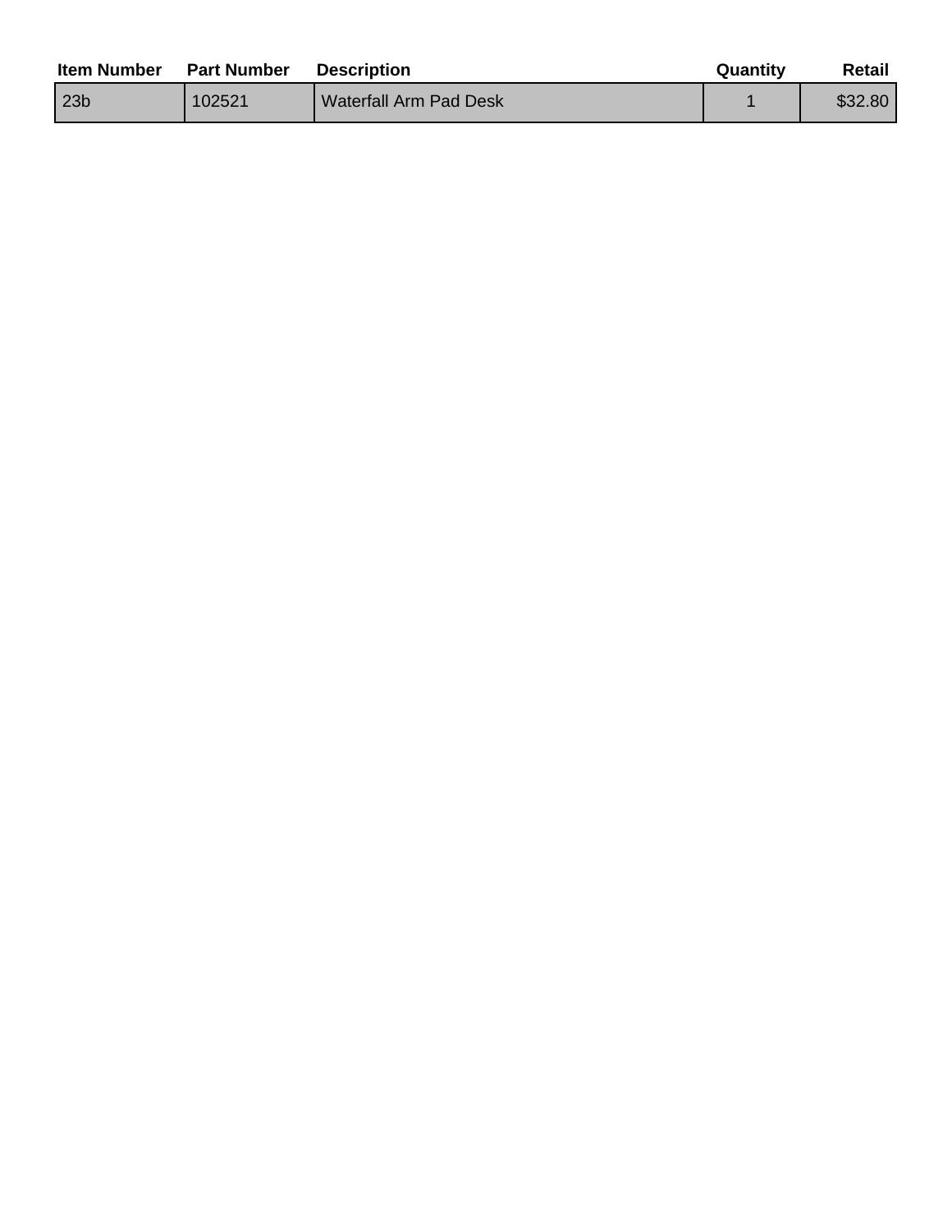| Item Number | Part Number | Description | Quantity | Retail |
|---|---|---|---|---|
| 23b | 102521 | Waterfall Arm Pad Desk | 1 | $32.80 |